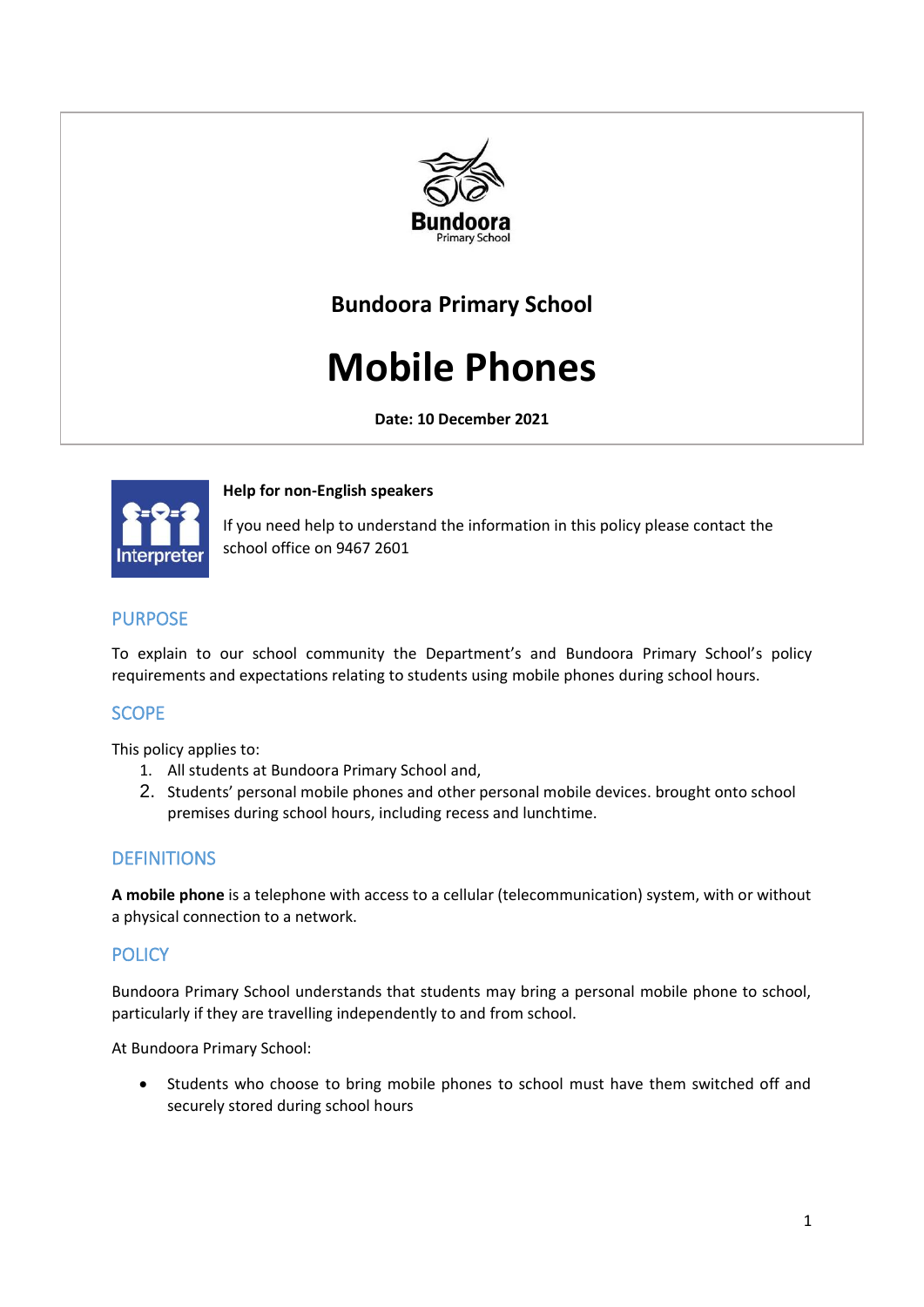Bundoora Primary School

# Mobile Phones

**Date: 10 December 2021**

**Help for non-English speakers**

If you need help to understand the information in this policy please contact the school office on 9467 2601

## PURPOSE

To explain to our school community the Department's and Bundoora Primary School's policy requirements and expectations relating to students using mobile phones during school hours.

## SCOPE

This policy applies to:

1. All students at Bundoora Primary School and,
2. Students' personal mobile phones and other personal mobile devices. brought onto school premises during school hours, including recess and lunchtime.

## DEFINITIONS

**A mobile phone** is a telephone with access to a cellular (telecommunication) system, with or without a physical connection to a network.

## POLICY

Bundoora Primary School understands that students may bring a personal mobile phone to school, particularly if they are travelling independently to and from school.

At Bundoora Primary School:

- Students who choose to bring mobile phones to school must have them switched off and securely stored during school hours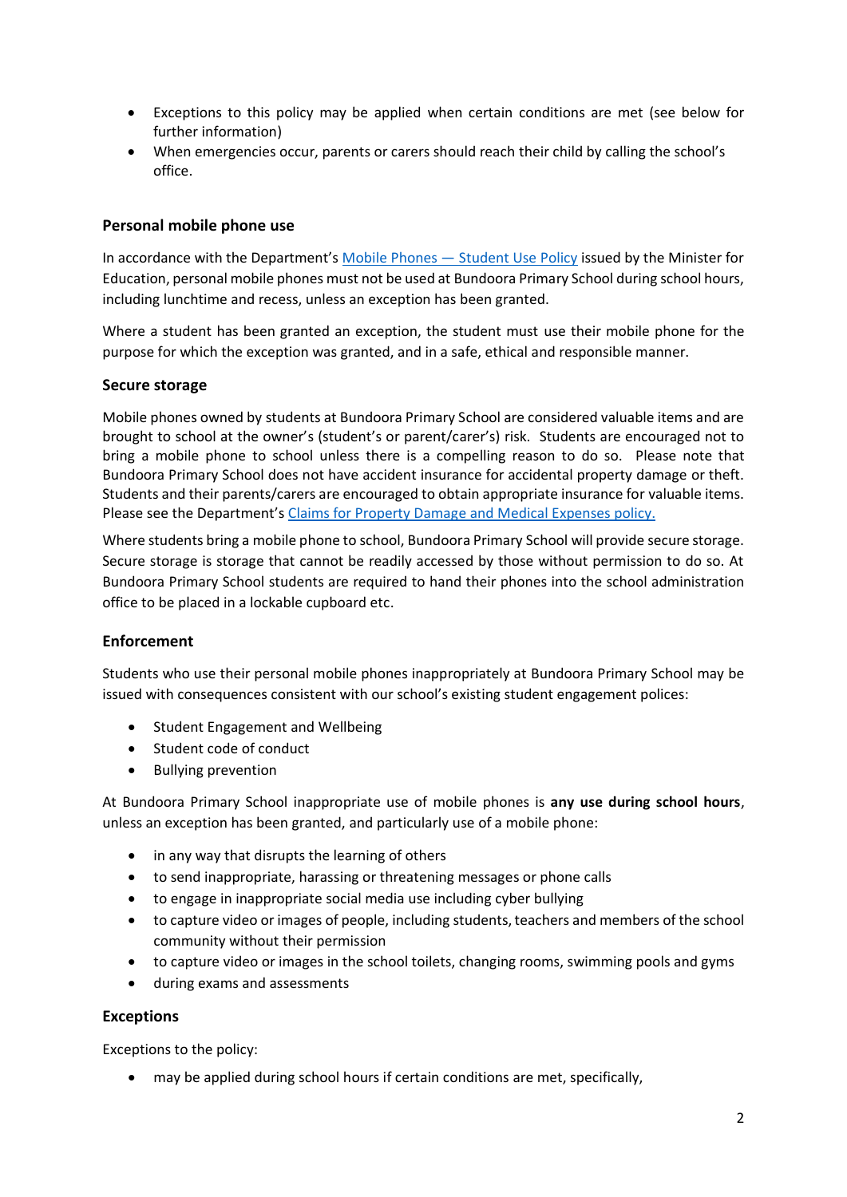- Exceptions to this policy may be applied when certain conditions are met (see below for further information)
- When emergencies occur, parents or carers should reach their child by calling the school's office.

### Personal mobile phone use

In accordance with the Department's Mobile Phones — Student Use Policy issued by the Minister for Education, personal mobile phones must not be used at Bundoora Primary School during school hours, including lunchtime and recess, unless an exception has been granted.

Where a student has been granted an exception, the student must use their mobile phone for the purpose for which the exception was granted, and in a safe, ethical and responsible manner.

### Secure storage

Mobile phones owned by students at Bundoora Primary School are considered valuable items and are brought to school at the owner's (student's or parent/carer's) risk. Students are encouraged not to bring a mobile phone to school unless there is a compelling reason to do so. Please note that Bundoora Primary School does not have accident insurance for accidental property damage or theft. Students and their parents/carers are encouraged to obtain appropriate insurance for valuable items. Please see the Department's Claims for Property Damage and Medical Expenses policy.

Where students bring a mobile phone to school, Bundoora Primary School will provide secure storage. Secure storage is storage that cannot be readily accessed by those without permission to do so. At Bundoora Primary School students are required to hand their phones into the school administration office to be placed in a lockable cupboard etc.

### Enforcement

Students who use their personal mobile phones inappropriately at Bundoora Primary School may be issued with consequences consistent with our school's existing student engagement polices:

- Student Engagement and Wellbeing
- Student code of conduct
- Bullying prevention

At Bundoora Primary School inappropriate use of mobile phones is **any use during school hours**, unless an exception has been granted, and particularly use of a mobile phone:

- in any way that disrupts the learning of others
- to send inappropriate, harassing or threatening messages or phone calls
- to engage in inappropriate social media use including cyber bullying
- to capture video or images of people, including students, teachers and members of the school community without their permission
- to capture video or images in the school toilets, changing rooms, swimming pools and gyms
- during exams and assessments

### Exceptions

Exceptions to the policy:

- may be applied during school hours if certain conditions are met, specifically,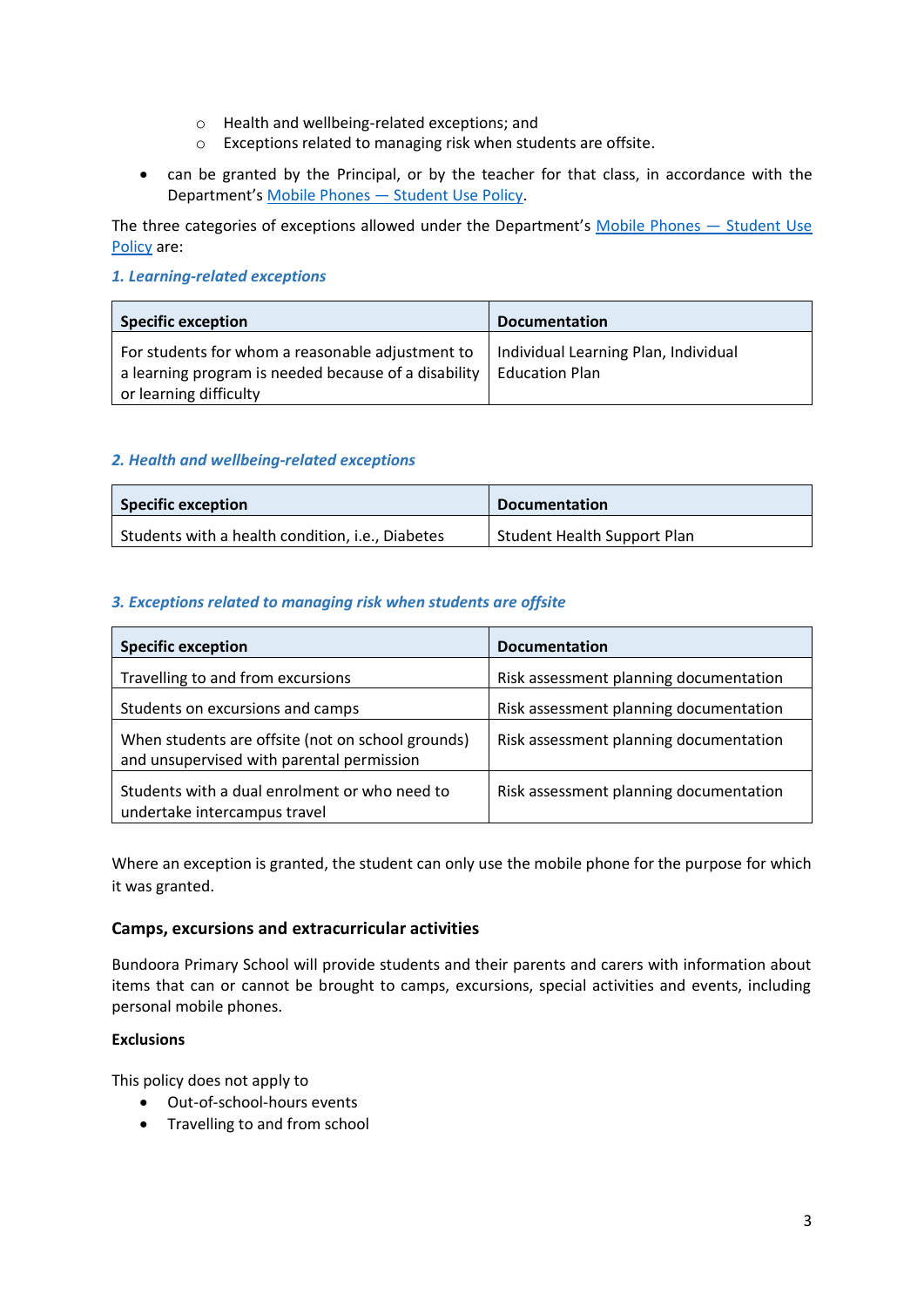- Health and wellbeing-related exceptions; and
  - Exceptions related to managing risk when students are offsite.
- can be granted by the Principal, or by the teacher for that class, in accordance with the Department's Mobile Phones — Student Use Policy.

The three categories of exceptions allowed under the Department's Mobile Phones — Student Use Policy are:

***1. Learning-related exceptions***

| Specific exception | Documentation |
|---|---|
| For students for whom a reasonable adjustment to a learning program is needed because of a disability or learning difficulty | Individual Learning Plan, Individual Education Plan |

***2. Health and wellbeing-related exceptions***

| Specific exception | Documentation |
|---|---|
| Students with a health condition, i.e., Diabetes | Student Health Support Plan |

***3. Exceptions related to managing risk when students are offsite***

| Specific exception | Documentation |
|---|---|
| Travelling to and from excursions | Risk assessment planning documentation |
| Students on excursions and camps | Risk assessment planning documentation |
| When students are offsite (not on school grounds) and unsupervised with parental permission | Risk assessment planning documentation |
| Students with a dual enrolment or who need to undertake intercampus travel | Risk assessment planning documentation |

Where an exception is granted, the student can only use the mobile phone for the purpose for which it was granted.

### Camps, excursions and extracurricular activities

Bundoora Primary School will provide students and their parents and carers with information about items that can or cannot be brought to camps, excursions, special activities and events, including personal mobile phones.

**Exclusions**

This policy does not apply to

- Out-of-school-hours events
- Travelling to and from school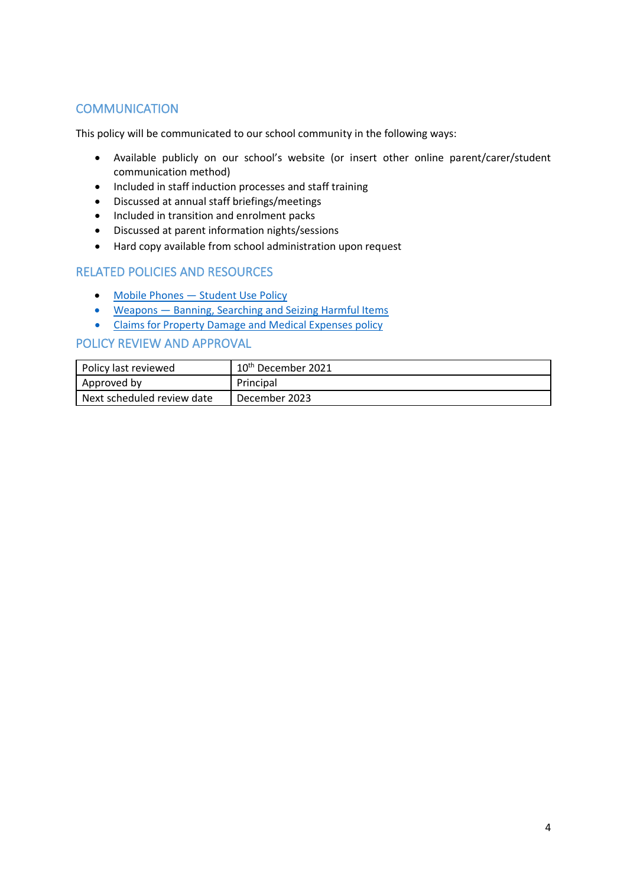## COMMUNICATION

This policy will be communicated to our school community in the following ways:

- Available publicly on our school's website (or insert other online parent/carer/student communication method)
- Included in staff induction processes and staff training
- Discussed at annual staff briefings/meetings
- Included in transition and enrolment packs
- Discussed at parent information nights/sessions
- Hard copy available from school administration upon request

## RELATED POLICIES AND RESOURCES

- Mobile Phones — Student Use Policy
- Weapons — Banning, Searching and Seizing Harmful Items
- Claims for Property Damage and Medical Expenses policy

## POLICY REVIEW AND APPROVAL

| | |
|---|---|
| Policy last reviewed | 10th December 2021 |
| Approved by | Principal |
| Next scheduled review date | December 2023 |